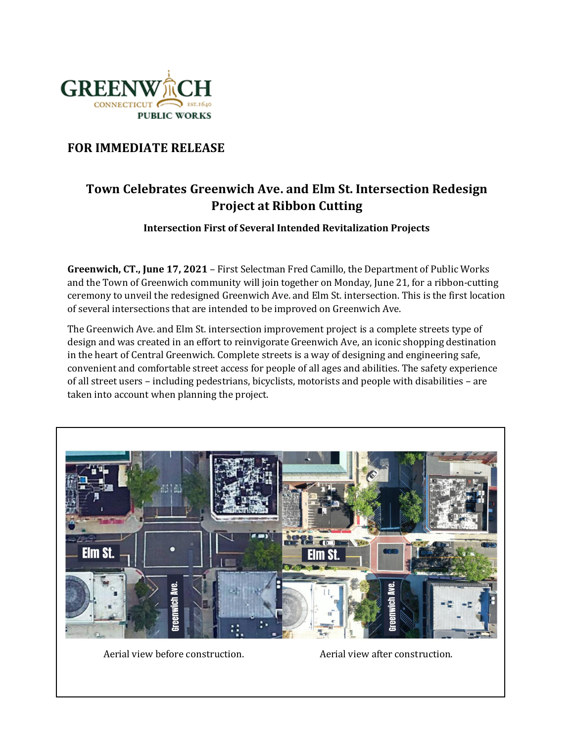GREENWICH CONNECTICUT EST. 1640 PUBLIC WORKS

**FOR IMMEDIATE RELEASE**

## Town Celebrates Greenwich Ave. and Elm St. Intersection Redesign Project at Ribbon Cutting

**Intersection First of Several Intended Revitalization Projects**

**Greenwich, CT., June 17, 2021** – First Selectman Fred Camillo, the Department of Public Works and the Town of Greenwich community will join together on Monday, June 21, for a ribbon-cutting ceremony to unveil the redesigned Greenwich Ave. and Elm St. intersection. This is the first location of several intersections that are intended to be improved on Greenwich Ave.

The Greenwich Ave. and Elm St. intersection improvement project is a complete streets type of design and was created in an effort to reinvigorate Greenwich Ave, an iconic shopping destination in the heart of Central Greenwich. Complete streets is a way of designing and engineering safe, convenient and comfortable street access for people of all ages and abilities. The safety experience of all street users – including pedestrians, bicyclists, motorists and people with disabilities – are taken into account when planning the project.

Aerial view before construction.

Aerial view after construction.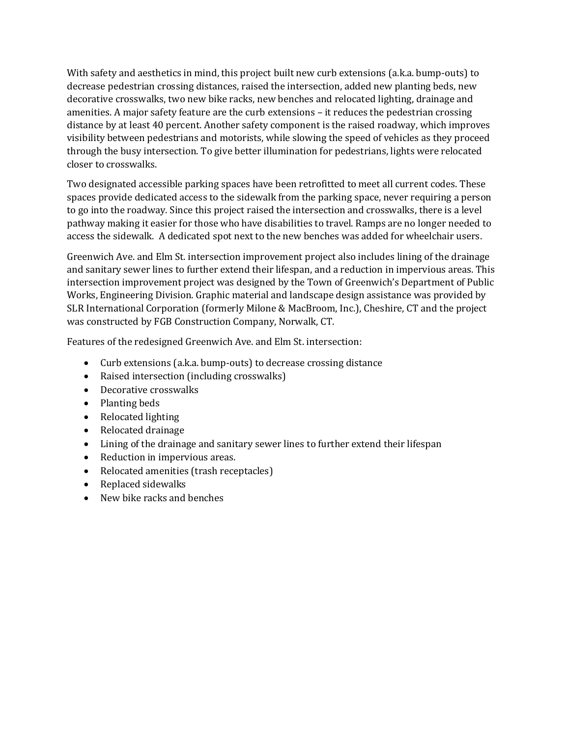With safety and aesthetics in mind, this project built new curb extensions (a.k.a. bump-outs) to decrease pedestrian crossing distances, raised the intersection, added new planting beds, new decorative crosswalks, two new bike racks, new benches and relocated lighting, drainage and amenities. A major safety feature are the curb extensions – it reduces the pedestrian crossing distance by at least 40 percent. Another safety component is the raised roadway, which improves visibility between pedestrians and motorists, while slowing the speed of vehicles as they proceed through the busy intersection. To give better illumination for pedestrians, lights were relocated closer to crosswalks.

Two designated accessible parking spaces have been retrofitted to meet all current codes. These spaces provide dedicated access to the sidewalk from the parking space, never requiring a person to go into the roadway. Since this project raised the intersection and crosswalks, there is a level pathway making it easier for those who have disabilities to travel. Ramps are no longer needed to access the sidewalk. A dedicated spot next to the new benches was added for wheelchair users.

Greenwich Ave. and Elm St. intersection improvement project also includes lining of the drainage and sanitary sewer lines to further extend their lifespan, and a reduction in impervious areas. This intersection improvement project was designed by the Town of Greenwich's Department of Public Works, Engineering Division. Graphic material and landscape design assistance was provided by SLR International Corporation (formerly Milone & MacBroom, Inc.), Cheshire, CT and the project was constructed by FGB Construction Company, Norwalk, CT.

Features of the redesigned Greenwich Ave. and Elm St. intersection:

- Curb extensions (a.k.a. bump-outs) to decrease crossing distance
- Raised intersection (including crosswalks)
- Decorative crosswalks
- Planting beds
- Relocated lighting
- Relocated drainage
- Lining of the drainage and sanitary sewer lines to further extend their lifespan
- Reduction in impervious areas.
- Relocated amenities (trash receptacles)
- Replaced sidewalks
- New bike racks and benches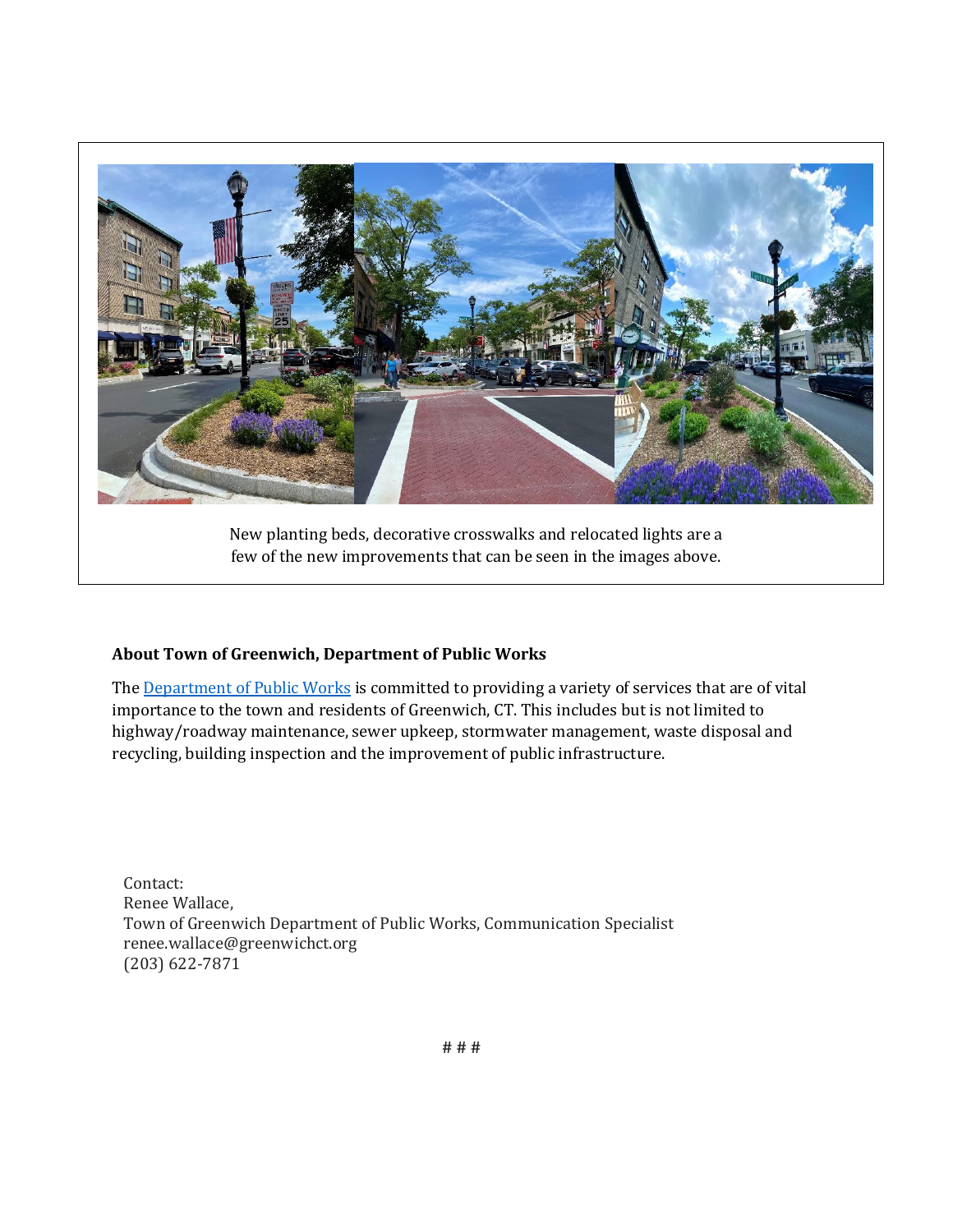New planting beds, decorative crosswalks and relocated lights are a few of the new improvements that can be seen in the images above.

**About Town of Greenwich, Department of Public Works**

The Department of Public Works is committed to providing a variety of services that are of vital importance to the town and residents of Greenwich, CT. This includes but is not limited to highway/roadway maintenance, sewer upkeep, stormwater management, waste disposal and recycling, building inspection and the improvement of public infrastructure.

Contact:
Renee Wallace,
Town of Greenwich Department of Public Works, Communication Specialist
renee.wallace@greenwichct.org
(203) 622-7871

# # #